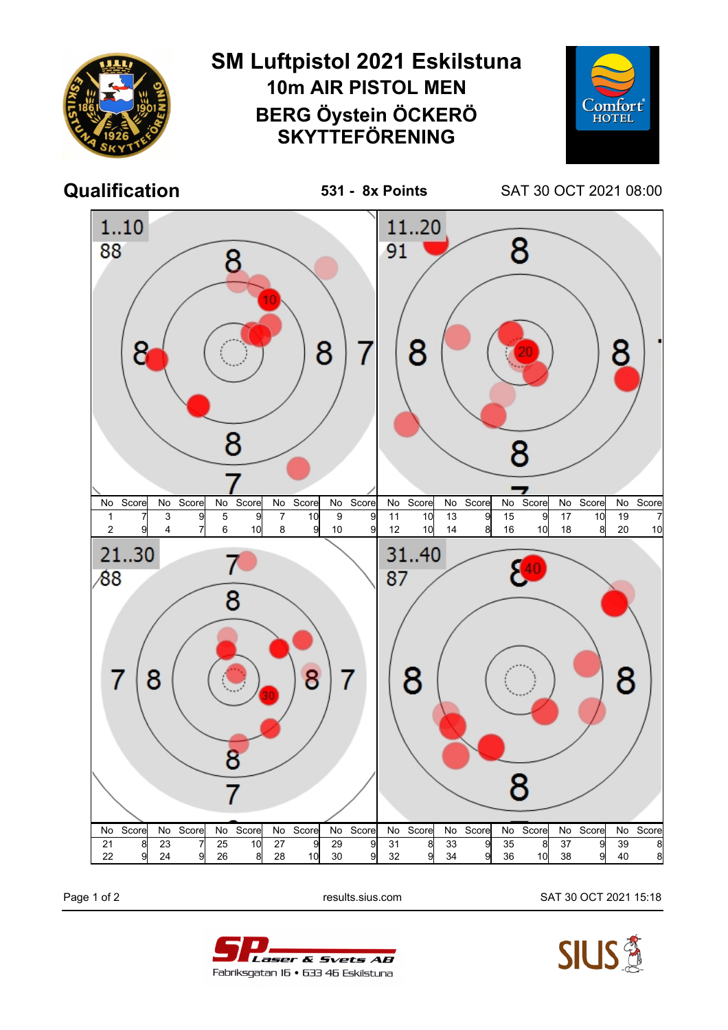# SM Luftpistol 2021 Eskilstuna

## 10m AIR PISTOL MEN

## BERG Öystein ÖCKERÖ SKYTTEFÖRENING

**Qualification** | **531 - 8x Points** | SAT 30 OCT 2021 08:00

**1..10** — 88

| No | Score | No | Score | No | Score | No | Score | No | Score |
|---|---|---|---|---|---|---|---|---|---|
| 1 | 7 | 3 | 9 | 5 | 9 | 7 | 10 | 9 | 9 |
| 2 | 9 | 4 | 7 | 6 | 10 | 8 | 9 | 10 | 9 |

**11..20** — 91

| No | Score | No | Score | No | Score | No | Score | No | Score |
|---|---|---|---|---|---|---|---|---|---|
| 11 | 10 | 13 | 9 | 15 | 9 | 17 | 10 | 19 | 7 |
| 12 | 10 | 14 | 8 | 16 | 10 | 18 | 8 | 20 | 10 |

**21..30** — 88

| No | Score | No | Score | No | Score | No | Score | No | Score |
|---|---|---|---|---|---|---|---|---|---|
| 21 | 8 | 23 | 7 | 25 | 10 | 27 | 9 | 29 | 9 |
| 22 | 9 | 24 | 9 | 26 | 8 | 28 | 10 | 30 | 9 |

**31..40** — 87

| No | Score | No | Score | No | Score | No | Score | No | Score |
|---|---|---|---|---|---|---|---|---|---|
| 31 | 8 | 33 | 9 | 35 | 8 | 37 | 9 | 39 | 8 |
| 32 | 9 | 34 | 9 | 36 | 10 | 38 | 9 | 40 | 8 |

results.sius.com

SAT 30 OCT 2021 15:18

SP Laser & Svets AB
Fabriksgatan 16 • 633 46 Eskilstuna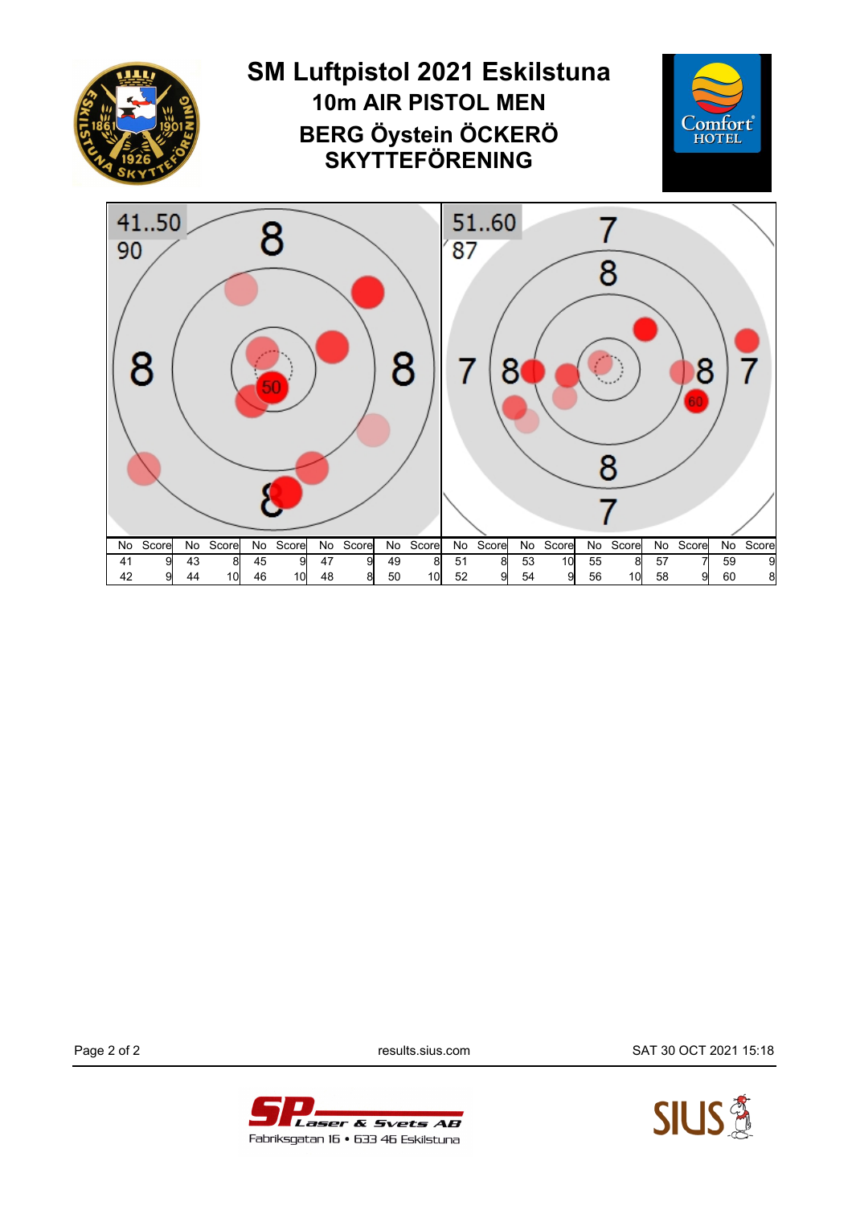# SM Luftpistol 2021 Eskilstuna

## 10m AIR PISTOL MEN

## BERG Öystein ÖCKERÖ SKYTTEFÖRENING

41..50
90

51..60
87

| No | Score | No | Score | No | Score | No | Score | No | Score | No | Score | No | Score | No | Score | No | Score | No | Score |
|---|---|---|---|---|---|---|---|---|---|---|---|---|---|---|---|---|---|---|---|
| 41 | 9 | 43 | 8 | 45 | 9 | 47 | 9 | 49 | 8 | 51 | 8 | 53 | 10 | 55 | 8 | 57 | 7 | 59 | 9 |
| 42 | 9 | 44 | 10 | 46 | 10 | 48 | 8 | 50 | 10 | 52 | 9 | 54 | 9 | 56 | 10 | 58 | 9 | 60 | 8 |

results.sius.com

SAT 30 OCT 2021 15:18

SP Laser & Svets AB
Fabriksgatan 16 • 633 46 Eskilstuna